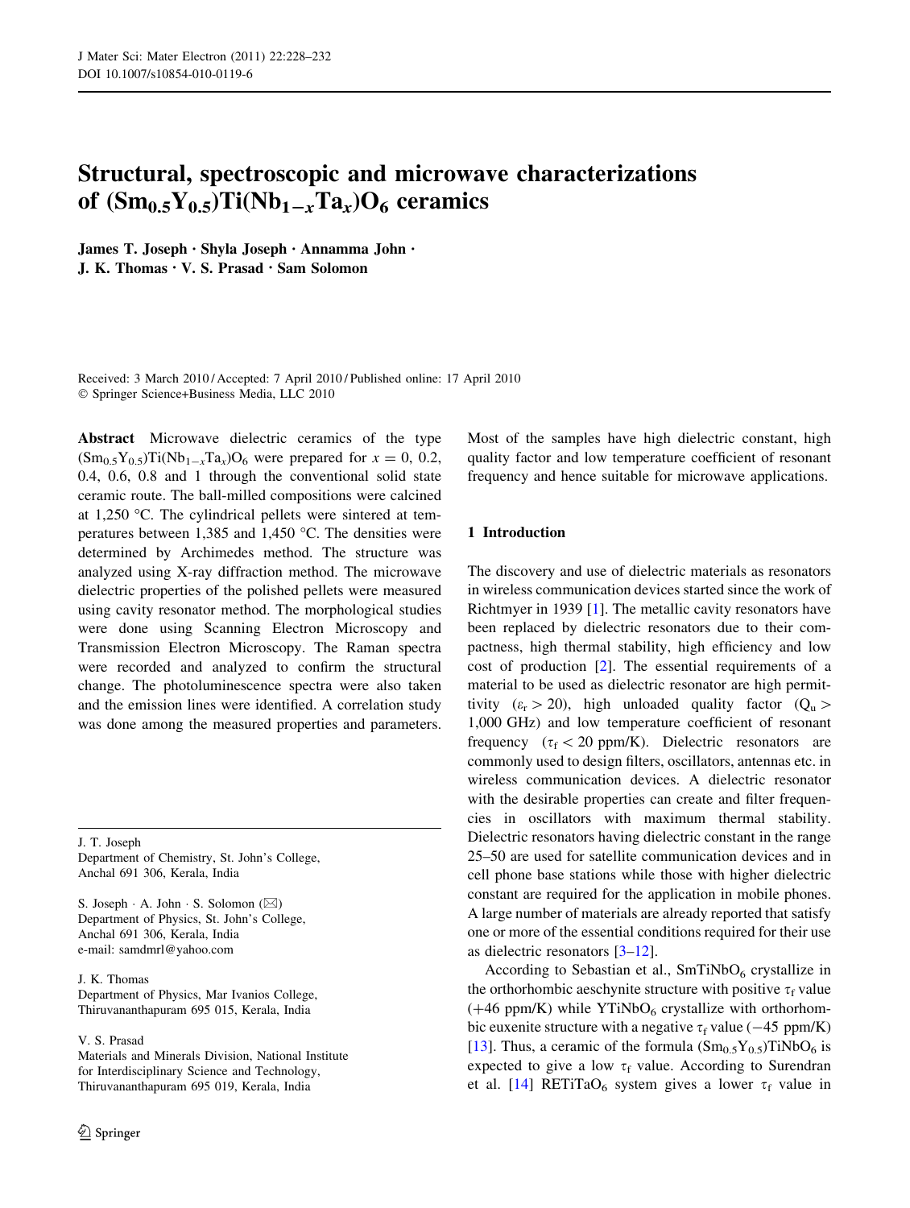# Structural, spectroscopic and microwave characterizations of $(Sm_{0.5}Y_{0.5})Ti(Nb_{1-x}Ta_x)O_6$ ceramics

**James T. Joseph · Shyla Joseph · Annamma John · J. K. Thomas · V. S. Prasad · Sam Solomon**

Received: 3 March 2010 / Accepted: 7 April 2010 / Published online: 17 April 2010
© Springer Science+Business Media, LLC 2010

**Abstract** Microwave dielectric ceramics of the type $(Sm_{0.5}Y_{0.5})Ti(Nb_{1-x}Ta_x)O_6$ were prepared for $x = 0$, 0.2, 0.4, 0.6, 0.8 and 1 through the conventional solid state ceramic route. The ball-milled compositions were calcined at 1,250 °C. The cylindrical pellets were sintered at temperatures between 1,385 and 1,450 °C. The densities were determined by Archimedes method. The structure was analyzed using X-ray diffraction method. The microwave dielectric properties of the polished pellets were measured using cavity resonator method. The morphological studies were done using Scanning Electron Microscopy and Transmission Electron Microscopy. The Raman spectra were recorded and analyzed to confirm the structural change. The photoluminescence spectra were also taken and the emission lines were identified. A correlation study was done among the measured properties and parameters. Most of the samples have high dielectric constant, high quality factor and low temperature coefficient of resonant frequency and hence suitable for microwave applications.

J. T. Joseph
Department of Chemistry, St. John's College, Anchal 691 306, Kerala, India

S. Joseph · A. John · S. Solomon (✉)
Department of Physics, St. John's College, Anchal 691 306, Kerala, India
e-mail: samdmrl@yahoo.com

J. K. Thomas
Department of Physics, Mar Ivanios College, Thiruvananthapuram 695 015, Kerala, India

V. S. Prasad
Materials and Minerals Division, National Institute for Interdisciplinary Science and Technology, Thiruvananthapuram 695 019, Kerala, India

## 1 Introduction

The discovery and use of dielectric materials as resonators in wireless communication devices started since the work of Richtmyer in 1939 [1]. The metallic cavity resonators have been replaced by dielectric resonators due to their compactness, high thermal stability, high efficiency and low cost of production [2]. The essential requirements of a material to be used as dielectric resonator are high permittivity ($\varepsilon_r > 20$), high unloaded quality factor ($Q_u >$ 1,000 GHz) and low temperature coefficient of resonant frequency ($\tau_f < 20$ ppm/K). Dielectric resonators are commonly used to design filters, oscillators, antennas etc. in wireless communication devices. A dielectric resonator with the desirable properties can create and filter frequencies in oscillators with maximum thermal stability. Dielectric resonators having dielectric constant in the range 25–50 are used for satellite communication devices and in cell phone base stations while those with higher dielectric constant are required for the application in mobile phones. A large number of materials are already reported that satisfy one or more of the essential conditions required for their use as dielectric resonators [3–12].

According to Sebastian et al., $SmTiNbO_6$ crystallize in the orthorhombic aeschynite structure with positive $\tau_f$ value (+46 ppm/K) while $YTiNbO_6$ crystallize with orthorhombic euxenite structure with a negative $\tau_f$ value (−45 ppm/K) [13]. Thus, a ceramic of the formula $(Sm_{0.5}Y_{0.5})TiNbO_6$ is expected to give a low $\tau_f$ value. According to Surendran et al. [14] $RETiTaO_6$ system gives a lower $\tau_f$ value in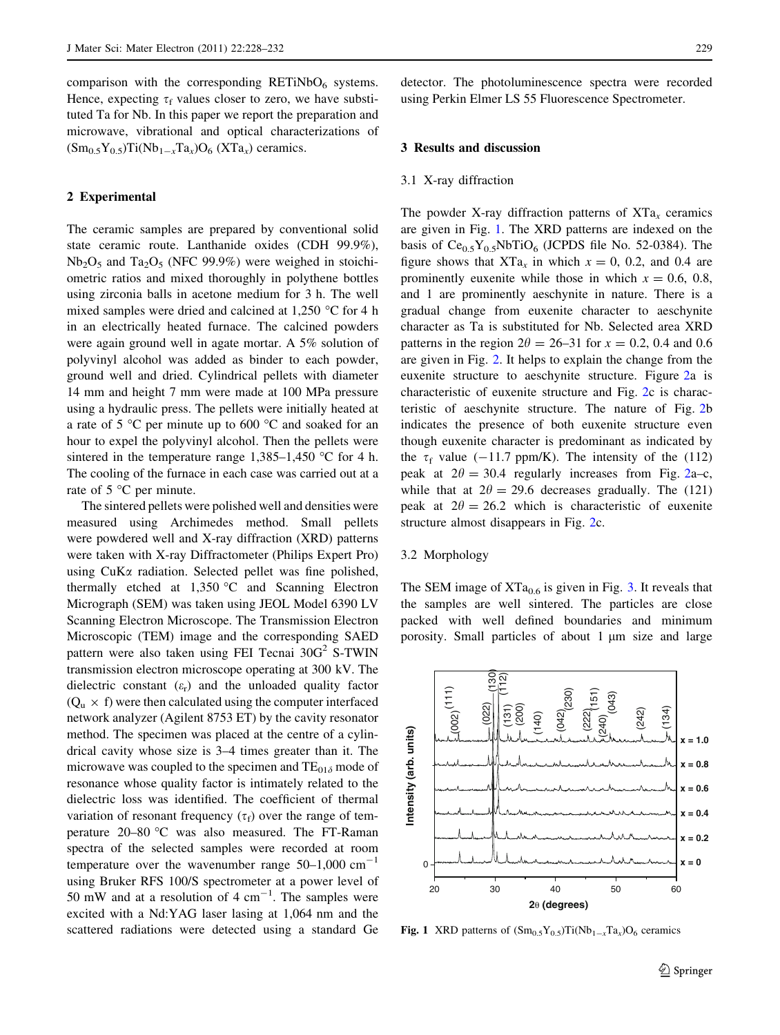comparison with the corresponding $RETiNbO_6$ systems. Hence, expecting $\tau_f$ values closer to zero, we have substituted Ta for Nb. In this paper we report the preparation and microwave, vibrational and optical characterizations of $(Sm_{0.5}Y_{0.5})Ti(Nb_{1-x}Ta_x)O_6$ ($XTa_x$) ceramics.

## 2 Experimental

The ceramic samples are prepared by conventional solid state ceramic route. Lanthanide oxides (CDH 99.9%), $Nb_2O_5$ and $Ta_2O_5$ (NFC 99.9%) were weighed in stoichiometric ratios and mixed thoroughly in polythene bottles using zirconia balls in acetone medium for 3 h. The well mixed samples were dried and calcined at 1,250 °C for 4 h in an electrically heated furnace. The calcined powders were again ground well in agate mortar. A 5% solution of polyvinyl alcohol was added as binder to each powder, ground well and dried. Cylindrical pellets with diameter 14 mm and height 7 mm were made at 100 MPa pressure using a hydraulic press. The pellets were initially heated at a rate of 5 °C per minute up to 600 °C and soaked for an hour to expel the polyvinyl alcohol. Then the pellets were sintered in the temperature range 1,385–1,450 °C for 4 h. The cooling of the furnace in each case was carried out at a rate of 5 °C per minute.

The sintered pellets were polished well and densities were measured using Archimedes method. Small pellets were powdered well and X-ray diffraction (XRD) patterns were taken with X-ray Diffractometer (Philips Expert Pro) using CuKα radiation. Selected pellet was fine polished, thermally etched at 1,350 °C and Scanning Electron Micrograph (SEM) was taken using JEOL Model 6390 LV Scanning Electron Microscope. The Transmission Electron Microscopic (TEM) image and the corresponding SAED pattern were also taken using FEI Tecnai $30G^2$ S-TWIN transmission electron microscope operating at 300 kV. The dielectric constant ($\varepsilon_r$) and the unloaded quality factor ($Q_u \times f$) were then calculated using the computer interfaced network analyzer (Agilent 8753 ET) by the cavity resonator method. The specimen was placed at the centre of a cylindrical cavity whose size is 3–4 times greater than it. The microwave was coupled to the specimen and $TE_{01\delta}$ mode of resonance whose quality factor is intimately related to the dielectric loss was identified. The coefficient of thermal variation of resonant frequency ($\tau_f$) over the range of temperature 20–80 °C was also measured. The FT-Raman spectra of the selected samples were recorded at room temperature over the wavenumber range 50–1,000 $cm^{-1}$ using Bruker RFS 100/S spectrometer at a power level of 50 mW and at a resolution of 4 $cm^{-1}$. The samples were excited with a Nd:YAG laser lasing at 1,064 nm and the scattered radiations were detected using a standard Ge detector. The photoluminescence spectra were recorded using Perkin Elmer LS 55 Fluorescence Spectrometer.

## 3 Results and discussion

### 3.1 X-ray diffraction

The powder X-ray diffraction patterns of $XTa_x$ ceramics are given in Fig. 1. The XRD patterns are indexed on the basis of $Ce_{0.5}Y_{0.5}NbTiO_6$ (JCPDS file No. 52-0384). The figure shows that $XTa_x$ in which $x = 0$, 0.2, and 0.4 are prominently euxenite while those in which $x = 0.6$, 0.8, and 1 are prominently aeschynite in nature. There is a gradual change from euxenite character to aeschynite character as Ta is substituted for Nb. Selected area XRD patterns in the region $2\theta = 26$–31 for $x = 0.2$, 0.4 and 0.6 are given in Fig. 2. It helps to explain the change from the euxenite structure to aeschynite structure. Figure 2a is characteristic of euxenite structure and Fig. 2c is characteristic of aeschynite structure. The nature of Fig. 2b indicates the presence of both euxenite structure even though euxenite character is predominant as indicated by the $\tau_f$ value (−11.7 ppm/K). The intensity of the (112) peak at $2\theta = 30.4$ regularly increases from Fig. 2a–c, while that at $2\theta = 29.6$ decreases gradually. The (121) peak at $2\theta = 26.2$ which is characteristic of euxenite structure almost disappears in Fig. 2c.

### 3.2 Morphology

The SEM image of $XTa_{0.6}$ is given in Fig. 3. It reveals that the samples are well sintered. The particles are close packed with well defined boundaries and minimum porosity. Small particles of about 1 μm size and large

**Fig. 1** XRD patterns of $(Sm_{0.5}Y_{0.5})Ti(Nb_{1-x}Ta_x)O_6$ ceramics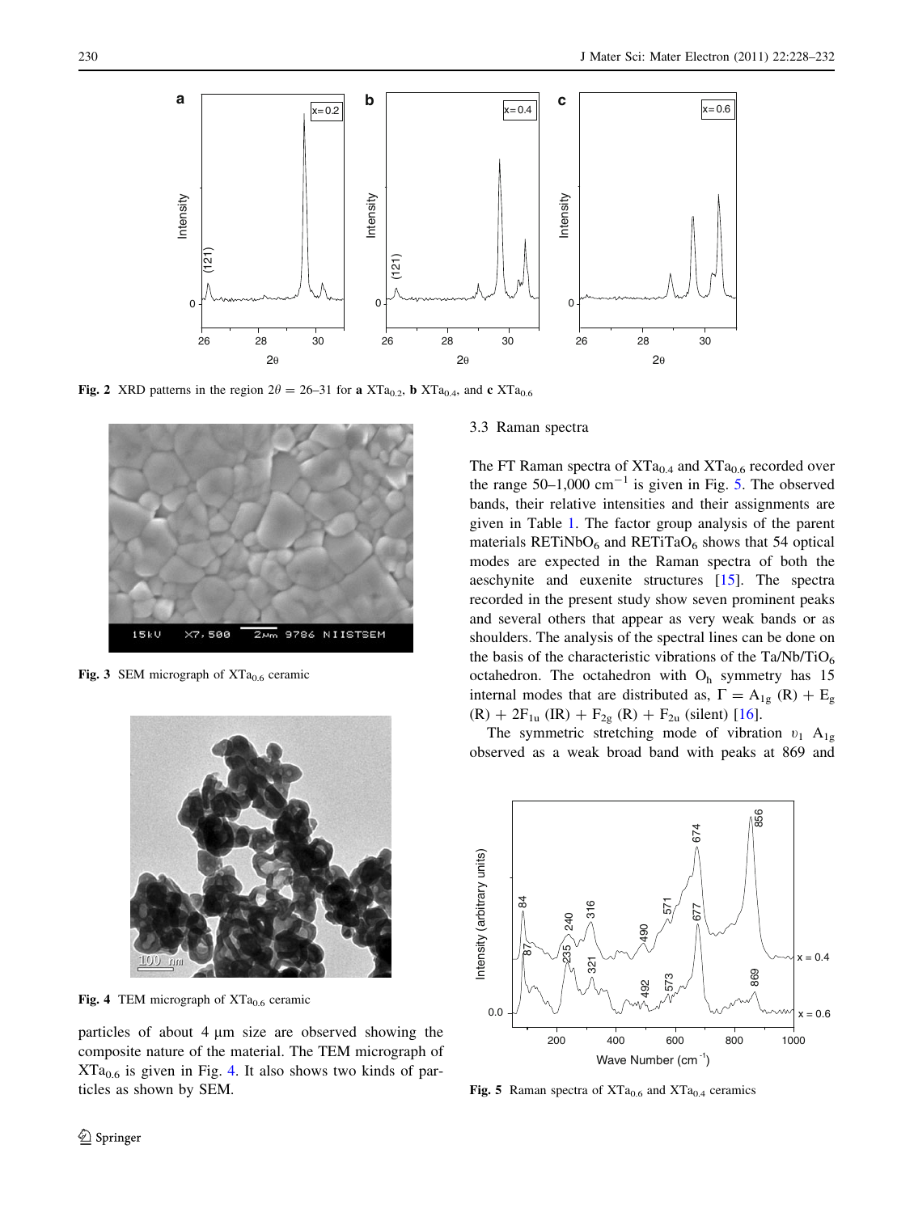Fig. 2 XRD patterns in the region $2\theta = 26$–31 for **a** $XTa_{0.2}$, **b** $XTa_{0.4}$, and **c** $XTa_{0.6}$

Fig. 3 SEM micrograph of $XTa_{0.6}$ ceramic

Fig. 4 TEM micrograph of $XTa_{0.6}$ ceramic

particles of about 4 μm size are observed showing the composite nature of the material. The TEM micrograph of $XTa_{0.6}$ is given in Fig. 4. It also shows two kinds of particles as shown by SEM.

### 3.3 Raman spectra

The FT Raman spectra of $XTa_{0.4}$ and $XTa_{0.6}$ recorded over the range 50–1,000 $cm^{-1}$ is given in Fig. 5. The observed bands, their relative intensities and their assignments are given in Table 1. The factor group analysis of the parent materials $RETiNbO_6$ and $RETiTaO_6$ shows that 54 optical modes are expected in the Raman spectra of both the aeschynite and euxenite structures [15]. The spectra recorded in the present study show seven prominent peaks and several others that appear as very weak bands or as shoulders. The analysis of the spectral lines can be done on the basis of the characteristic vibrations of the $Ta/Nb/TiO_6$ octahedron. The octahedron with $O_h$ symmetry has 15 internal modes that are distributed as, $\Gamma = A_{1g}$ (R) + $E_g$ (R) + $2F_{1u}$ (IR) + $F_{2g}$ (R) + $F_{2u}$ (silent) [16].

The symmetric stretching mode of vibration $\upsilon_1$ $A_{1g}$ observed as a weak broad band with peaks at 869 and

Fig. 5 Raman spectra of $XTa_{0.6}$ and $XTa_{0.4}$ ceramics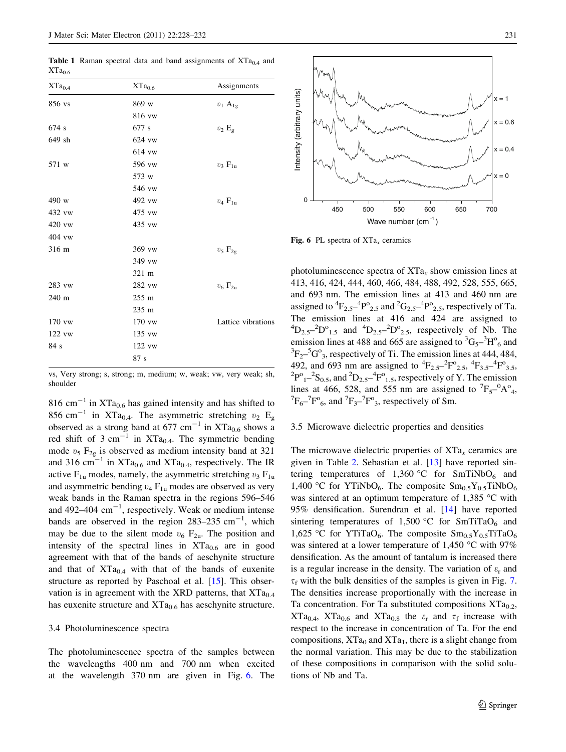**Table 1** Raman spectral data and band assignments of $XTa_{0.4}$ and $XTa_{0.6}$

| $XTa_{0.4}$ | $XTa_{0.6}$ | Assignments |
|---|---|---|
| 856 vs | 869 w | $\upsilon_1$ $A_{1g}$ |
| | 816 vw | |
| 674 s | 677 s | $\upsilon_2$ $E_g$ |
| 649 sh | 624 vw | |
| | 614 vw | |
| 571 w | 596 vw | $\upsilon_3$ $F_{1u}$ |
| | 573 w | |
| | 546 vw | |
| 490 w | 492 vw | $\upsilon_4$ $F_{1u}$ |
| 432 vw | 475 vw | |
| 420 vw | 435 vw | |
| 404 vw | | |
| 316 m | 369 vw | $\upsilon_5$ $F_{2g}$ |
| | 349 vw | |
| | 321 m | |
| 283 vw | 282 vw | $\upsilon_6$ $F_{2u}$ |
| 240 m | 255 m | |
| | 235 m | |
| 170 vw | 170 vw | Lattice vibrations |
| 122 vw | 135 vw | |
| 84 s | 122 vw | |
| | 87 s | |

vs, Very strong; s, strong; m, medium; w, weak; vw, very weak; sh, shoulder

816 $cm^{-1}$ in $XTa_{0.6}$ has gained intensity and has shifted to 856 $cm^{-1}$ in $XTa_{0.4}$. The asymmetric stretching $\upsilon_2$ $E_g$ observed as a strong band at 677 $cm^{-1}$ in $XTa_{0.6}$ shows a red shift of 3 $cm^{-1}$ in $XTa_{0.4}$. The symmetric bending mode $\upsilon_5$ $F_{2g}$ is observed as medium intensity band at 321 and 316 $cm^{-1}$ in $XTa_{0.6}$ and $XTa_{0.4}$, respectively. The IR active $F_{1u}$ modes, namely, the asymmetric stretching $\upsilon_3$ $F_{1u}$ and asymmetric bending $\upsilon_4$ $F_{1u}$ modes are observed as very weak bands in the Raman spectra in the regions 596–546 and 492–404 $cm^{-1}$, respectively. Weak or medium intense bands are observed in the region 283–235 $cm^{-1}$, which may be due to the silent mode $\upsilon_6$ $F_{2u}$. The position and intensity of the spectral lines in $XTa_{0.6}$ are in good agreement with that of the bands of aeschynite structure and that of $XTa_{0.4}$ with that of the bands of euxenite structure as reported by Paschoal et al. [15]. This observation is in agreement with the XRD patterns, that $XTa_{0.4}$ has euxenite structure and $XTa_{0.6}$ has aeschynite structure.

### 3.4 Photoluminescence spectra

The photoluminescence spectra of the samples between the wavelengths 400 nm and 700 nm when excited at the wavelength 370 nm are given in Fig. 6. The photoluminescence spectra of $XTa_x$ show emission lines at 413, 416, 424, 444, 460, 466, 484, 488, 492, 528, 555, 665, and 693 nm. The emission lines at 413 and 460 nm are assigned to $^4F_{2.5}$–$^4P^o_{2.5}$ and $^2G_{2.5}$–$^4P^o_{2.5}$, respectively of Ta. The emission lines at 416 and 424 are assigned to $^4D_{2.5}$–$^2D^o_{1.5}$ and $^4D_{2.5}$–$^2D^o_{2.5}$, respectively of Nb. The emission lines at 488 and 665 are assigned to $^3G_5$–$^3H^o_6$ and $^3F_2$–$^5G^o_3$, respectively of Ti. The emission lines at 444, 484, 492, and 693 nm are assigned to $^4F_{2.5}$–$^2F^o_{2.5}$, $^4F_{3.5}$–$^4F^o_{3.5}$, $^2P^o_1$–$^2S_{0.5}$, and $^2D_{2.5}$–$^4F^o_{1.5}$, respectively of Y. The emission lines at 466, 528, and 555 nm are assigned to $^7F_5$–$^0A^o_4$, $^7F_6$–$^7F^o_6$, and $^7F_3$–$^7F^o_3$, respectively of Sm.

Fig. 6 PL spectra of $XTa_x$ ceramics

### 3.5 Microwave dielectric properties and densities

The microwave dielectric properties of $XTa_x$ ceramics are given in Table 2. Sebastian et al. [13] have reported sintering temperatures of 1,360 °C for $SmTiNbO_6$ and 1,400 °C for $YTiNbO_6$. The composite $Sm_{0.5}Y_{0.5}TiNbO_6$ was sintered at an optimum temperature of 1,385 °C with 95% densification. Surendran et al. [14] have reported sintering temperatures of 1,500 °C for $SmTiTaO_6$ and 1,625 °C for $YTiTaO_6$. The composite $Sm_{0.5}Y_{0.5}TiTaO_6$ was sintered at a lower temperature of 1,450 °C with 97% densification. As the amount of tantalum is increased there is a regular increase in the density. The variation of $\varepsilon_r$ and $\tau_f$ with the bulk densities of the samples is given in Fig. 7. The densities increase proportionally with the increase in Ta concentration. For Ta substituted compositions $XTa_{0.2}$, $XTa_{0.4}$, $XTa_{0.6}$ and $XTa_{0.8}$ the $\varepsilon_r$ and $\tau_f$ increase with respect to the increase in concentration of Ta. For the end compositions, $XTa_0$ and $XTa_1$, there is a slight change from the normal variation. This may be due to the stabilization of these compositions in comparison with the solid solutions of Nb and Ta.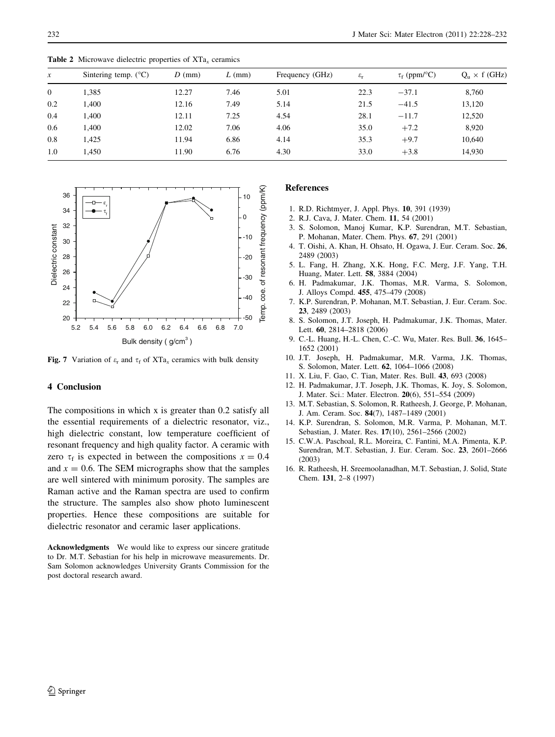**Table 2** Microwave dielectric properties of $XTa_x$ ceramics

| $x$ | Sintering temp. (°C) | $D$ (mm) | $L$ (mm) | Frequency (GHz) | $\varepsilon_r$ | $\tau_f$ (ppm/°C) | $Q_u \times f$ (GHz) |
|---|---|---|---|---|---|---|---|
| 0 | 1,385 | 12.27 | 7.46 | 5.01 | 22.3 | −37.1 | 8,760 |
| 0.2 | 1,400 | 12.16 | 7.49 | 5.14 | 21.5 | −41.5 | 13,120 |
| 0.4 | 1,400 | 12.11 | 7.25 | 4.54 | 28.1 | −11.7 | 12,520 |
| 0.6 | 1,400 | 12.02 | 7.06 | 4.06 | 35.0 | +7.2 | 8,920 |
| 0.8 | 1,425 | 11.94 | 6.86 | 4.14 | 35.3 | +9.7 | 10,640 |
| 1.0 | 1,450 | 11.90 | 6.76 | 4.30 | 33.0 | +3.8 | 14,930 |

Dielectric constant
Temp. coe. of resonant frequency (ppm/K)
Bulk density ( g/cm$^3$ )
$\varepsilon_r$
$\tau_f$
20 22 24 26 28 30 32 34 36
-50 -40 -30 -20 -10 0 10
5.2 5.4 5.6 5.8 6.0 6.2 6.4 6.6 6.8 7.0

**Fig. 7** Variation of $\varepsilon_r$ and $\tau_f$ of $XTa_x$ ceramics with bulk density

## 4 Conclusion

The compositions in which x is greater than 0.2 satisfy all the essential requirements of a dielectric resonator, viz., high dielectric constant, low temperature coefficient of resonant frequency and high quality factor. A ceramic with zero $\tau_f$ is expected in between the compositions $x = 0.4$ and $x = 0.6$. The SEM micrographs show that the samples are well sintered with minimum porosity. The samples are Raman active and the Raman spectra are used to confirm the structure. The samples also show photo luminescent properties. Hence these compositions are suitable for dielectric resonator and ceramic laser applications.

**Acknowledgments** We would like to express our sincere gratitude to Dr. M.T. Sebastian for his help in microwave measurements. Dr. Sam Solomon acknowledges University Grants Commission for the post doctoral research award.

## References

1. R.D. Richtmyer, J. Appl. Phys. **10**, 391 (1939)
2. R.J. Cava, J. Mater. Chem. **11**, 54 (2001)
3. S. Solomon, Manoj Kumar, K.P. Surendran, M.T. Sebastian, P. Mohanan, Mater. Chem. Phys. **67**, 291 (2001)
4. T. Oishi, A. Khan, H. Ohsato, H. Ogawa, J. Eur. Ceram. Soc. **26**, 2489 (2003)
5. L. Fang, H. Zhang, X.K. Hong, F.C. Merg, J.F. Yang, T.H. Huang, Mater. Lett. **58**, 3884 (2004)
6. H. Padmakumar, J.K. Thomas, M.R. Varma, S. Solomon, J. Alloys Compd. **455**, 475–479 (2008)
7. K.P. Surendran, P. Mohanan, M.T. Sebastian, J. Eur. Ceram. Soc. **23**, 2489 (2003)
8. S. Solomon, J.T. Joseph, H. Padmakumar, J.K. Thomas, Mater. Lett. **60**, 2814–2818 (2006)
9. C.-L. Huang, H.-L. Chen, C.-C. Wu, Mater. Res. Bull. **36**, 1645–1652 (2001)
10. J.T. Joseph, H. Padmakumar, M.R. Varma, J.K. Thomas, S. Solomon, Mater. Lett. **62**, 1064–1066 (2008)
11. X. Liu, F. Gao, C. Tian, Mater. Res. Bull. **43**, 693 (2008)
12. H. Padmakumar, J.T. Joseph, J.K. Thomas, K. Joy, S. Solomon, J. Mater. Sci.: Mater. Electron. **20**(6), 551–554 (2009)
13. M.T. Sebastian, S. Solomon, R. Ratheesh, J. George, P. Mohanan, J. Am. Ceram. Soc. **84**(7), 1487–1489 (2001)
14. K.P. Surendran, S. Solomon, M.R. Varma, P. Mohanan, M.T. Sebastian, J. Mater. Res. **17**(10), 2561–2566 (2002)
15. C.W.A. Paschoal, R.L. Moreira, C. Fantini, M.A. Pimenta, K.P. Surendran, M.T. Sebastian, J. Eur. Ceram. Soc. **23**, 2601–2666 (2003)
16. R. Ratheesh, H. Sreemoolanadhan, M.T. Sebastian, J. Solid, State Chem. **131**, 2–8 (1997)